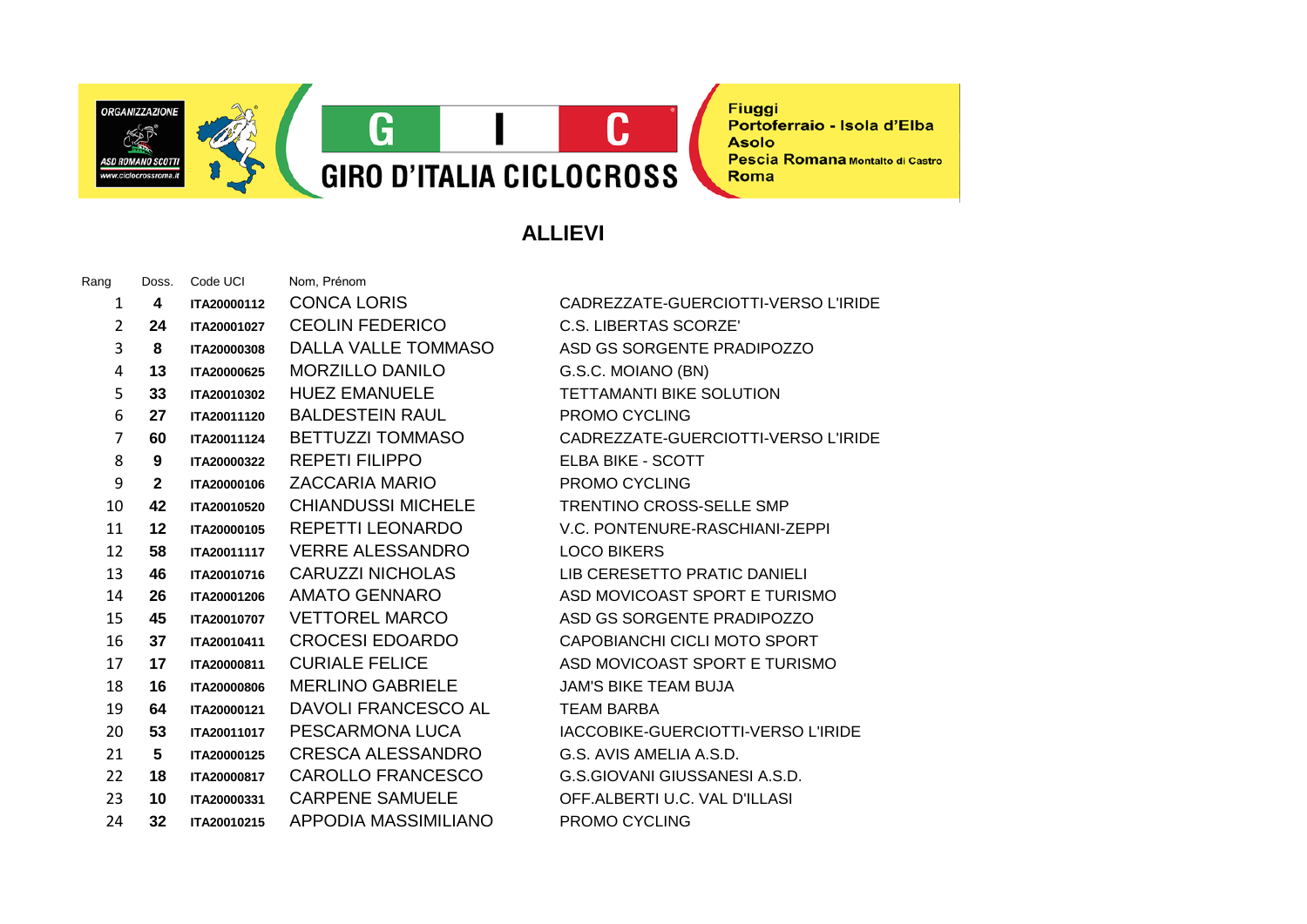ORGANIZZAZIONE

ASD ROMANO SCOTTI

www.ciclocrossroma.it

G I C

GIRO D'ITALIA CICLOCROSS

Fiuggi
Portoferraio - Isola d'Elba
Asolo
Pescia Romana Montalto di Castro
Roma

## ALLIEVI

| Rang | Doss. | Code UCI | Nom, Prénom | |
|---|---|---|---|---|
| 1 | **4** | **ITA20000112** | CONCA LORIS | CADREZZATE-GUERCIOTTI-VERSO L'IRIDE |
| 2 | **24** | **ITA20001027** | CEOLIN FEDERICO | C.S. LIBERTAS SCORZE' |
| 3 | **8** | **ITA20000308** | DALLA VALLE TOMMASO | ASD GS SORGENTE PRADIPOZZO |
| 4 | **13** | **ITA20000625** | MORZILLO DANILO | G.S.C. MOIANO (BN) |
| 5 | **33** | **ITA20010302** | HUEZ EMANUELE | TETTAMANTI BIKE SOLUTION |
| 6 | **27** | **ITA20011120** | BALDESTEIN RAUL | PROMO CYCLING |
| 7 | **60** | **ITA20011124** | BETTUZZI TOMMASO | CADREZZATE-GUERCIOTTI-VERSO L'IRIDE |
| 8 | **9** | **ITA20000322** | REPETI FILIPPO | ELBA BIKE - SCOTT |
| 9 | **2** | **ITA20000106** | ZACCARIA MARIO | PROMO CYCLING |
| 10 | **42** | **ITA20010520** | CHIANDUSSI MICHELE | TRENTINO CROSS-SELLE SMP |
| 11 | **12** | **ITA20000105** | REPETTI LEONARDO | V.C. PONTENURE-RASCHIANI-ZEPPI |
| 12 | **58** | **ITA20011117** | VERRE ALESSANDRO | LOCO BIKERS |
| 13 | **46** | **ITA20010716** | CARUZZI NICHOLAS | LIB CERESETTO PRATIC DANIELI |
| 14 | **26** | **ITA20001206** | AMATO GENNARO | ASD MOVICOAST SPORT E TURISMO |
| 15 | **45** | **ITA20010707** | VETTOREL MARCO | ASD GS SORGENTE PRADIPOZZO |
| 16 | **37** | **ITA20010411** | CROCESI EDOARDO | CAPOBIANCHI CICLI MOTO SPORT |
| 17 | **17** | **ITA20000811** | CURIALE FELICE | ASD MOVICOAST SPORT E TURISMO |
| 18 | **16** | **ITA20000806** | MERLINO GABRIELE | JAM'S BIKE TEAM BUJA |
| 19 | **64** | **ITA20000121** | DAVOLI FRANCESCO AL | TEAM BARBA |
| 20 | **53** | **ITA20011017** | PESCARMONA LUCA | IACCOBIKE-GUERCIOTTI-VERSO L'IRIDE |
| 21 | **5** | **ITA20000125** | CRESCA ALESSANDRO | G.S. AVIS AMELIA A.S.D. |
| 22 | **18** | **ITA20000817** | CAROLLO FRANCESCO | G.S.GIOVANI GIUSSANESI A.S.D. |
| 23 | **10** | **ITA20000331** | CARPENE SAMUELE | OFF.ALBERTI U.C. VAL D'ILLASI |
| 24 | **32** | **ITA20010215** | APPODIA MASSIMILIANO | PROMO CYCLING |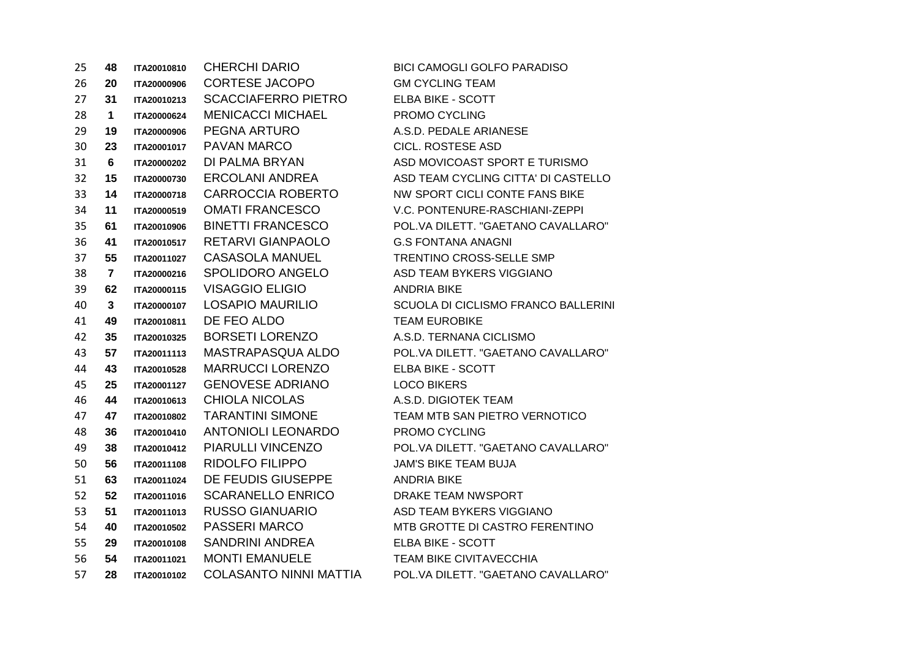| | | | | |
|---|---|---|---|---|
| 25 | **48** | **ITA20010810** | CHERCHI DARIO | BICI CAMOGLI GOLFO PARADISO |
| 26 | **20** | **ITA20000906** | CORTESE JACOPO | GM CYCLING TEAM |
| 27 | **31** | **ITA20010213** | SCACCIAFERRO PIETRO | ELBA BIKE - SCOTT |
| 28 | **1** | **ITA20000624** | MENICACCI MICHAEL | PROMO CYCLING |
| 29 | **19** | **ITA20000906** | PEGNA ARTURO | A.S.D. PEDALE ARIANESE |
| 30 | **23** | **ITA20001017** | PAVAN MARCO | CICL. ROSTESE ASD |
| 31 | **6** | **ITA20000202** | DI PALMA BRYAN | ASD MOVICOAST SPORT E TURISMO |
| 32 | **15** | **ITA20000730** | ERCOLANI ANDREA | ASD TEAM CYCLING CITTA' DI CASTELLO |
| 33 | **14** | **ITA20000718** | CARROCCIA ROBERTO | NW SPORT CICLI CONTE FANS BIKE |
| 34 | **11** | **ITA20000519** | OMATI FRANCESCO | V.C. PONTENURE-RASCHIANI-ZEPPI |
| 35 | **61** | **ITA20010906** | BINETTI FRANCESCO | POL.VA DILETT. "GAETANO CAVALLARO" |
| 36 | **41** | **ITA20010517** | RETARVI GIANPAOLO | G.S FONTANA ANAGNI |
| 37 | **55** | **ITA20011027** | CASASOLA MANUEL | TRENTINO CROSS-SELLE SMP |
| 38 | **7** | **ITA20000216** | SPOLIDORO ANGELO | ASD TEAM BYKERS VIGGIANO |
| 39 | **62** | **ITA20000115** | VISAGGIO ELIGIO | ANDRIA BIKE |
| 40 | **3** | **ITA20000107** | LOSAPIO MAURILIO | SCUOLA DI CICLISMO FRANCO BALLERINI |
| 41 | **49** | **ITA20010811** | DE FEO ALDO | TEAM EUROBIKE |
| 42 | **35** | **ITA20010325** | BORSETI LORENZO | A.S.D. TERNANA CICLISMO |
| 43 | **57** | **ITA20011113** | MASTRAPASQUA ALDO | POL.VA DILETT. "GAETANO CAVALLARO" |
| 44 | **43** | **ITA20010528** | MARRUCCI LORENZO | ELBA BIKE - SCOTT |
| 45 | **25** | **ITA20001127** | GENOVESE ADRIANO | LOCO BIKERS |
| 46 | **44** | **ITA20010613** | CHIOLA NICOLAS | A.S.D. DIGIOTEK TEAM |
| 47 | **47** | **ITA20010802** | TARANTINI SIMONE | TEAM MTB SAN PIETRO VERNOTICO |
| 48 | **36** | **ITA20010410** | ANTONIOLI LEONARDO | PROMO CYCLING |
| 49 | **38** | **ITA20010412** | PIARULLI VINCENZO | POL.VA DILETT. "GAETANO CAVALLARO" |
| 50 | **56** | **ITA20011108** | RIDOLFO FILIPPO | JAM'S BIKE TEAM BUJA |
| 51 | **63** | **ITA20011024** | DE FEUDIS GIUSEPPE | ANDRIA BIKE |
| 52 | **52** | **ITA20011016** | SCARANELLO ENRICO | DRAKE TEAM NWSPORT |
| 53 | **51** | **ITA20011013** | RUSSO GIANUARIO | ASD TEAM BYKERS VIGGIANO |
| 54 | **40** | **ITA20010502** | PASSERI MARCO | MTB GROTTE DI CASTRO FERENTINO |
| 55 | **29** | **ITA20010108** | SANDRINI ANDREA | ELBA BIKE - SCOTT |
| 56 | **54** | **ITA20011021** | MONTI EMANUELE | TEAM BIKE CIVITAVECCHIA |
| 57 | **28** | **ITA20010102** | COLASANTO NINNI MATTIA | POL.VA DILETT. "GAETANO CAVALLARO" |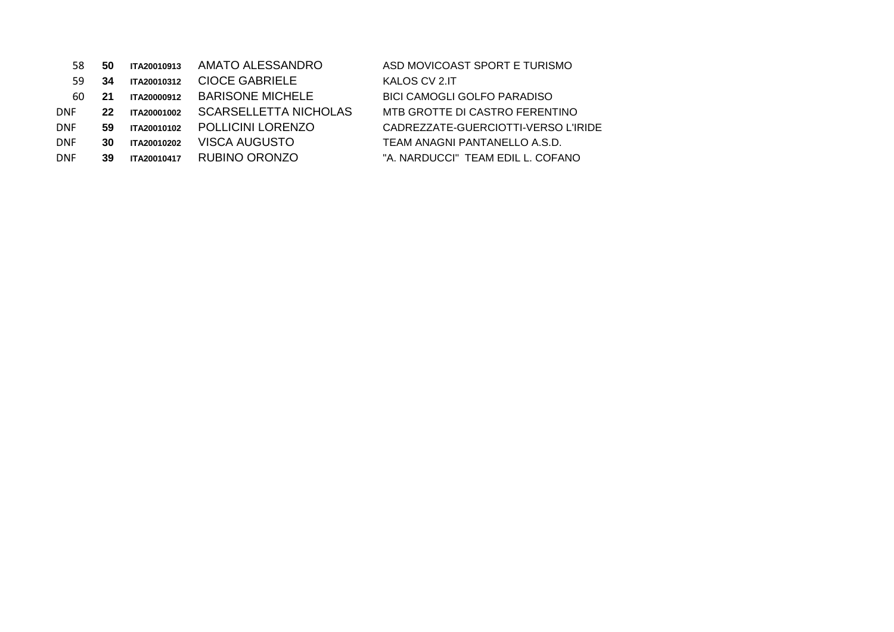| | | | | |
|---|---|---|---|---|
| 58 | **50** | **ITA20010913** | AMATO ALESSANDRO | ASD MOVICOAST SPORT E TURISMO |
| 59 | **34** | **ITA20010312** | CIOCE GABRIELE | KALOS CV 2.IT |
| 60 | **21** | **ITA20000912** | BARISONE MICHELE | BICI CAMOGLI GOLFO PARADISO |
| DNF | **22** | **ITA20001002** | SCARSELLETTA NICHOLAS | MTB GROTTE DI CASTRO FERENTINO |
| DNF | **59** | **ITA20010102** | POLLICINI LORENZO | CADREZZATE-GUERCIOTTI-VERSO L'IRIDE |
| DNF | **30** | **ITA20010202** | VISCA AUGUSTO | TEAM ANAGNI PANTANELLO A.S.D. |
| DNF | **39** | **ITA20010417** | RUBINO ORONZO | "A. NARDUCCI"  TEAM EDIL L. COFANO |